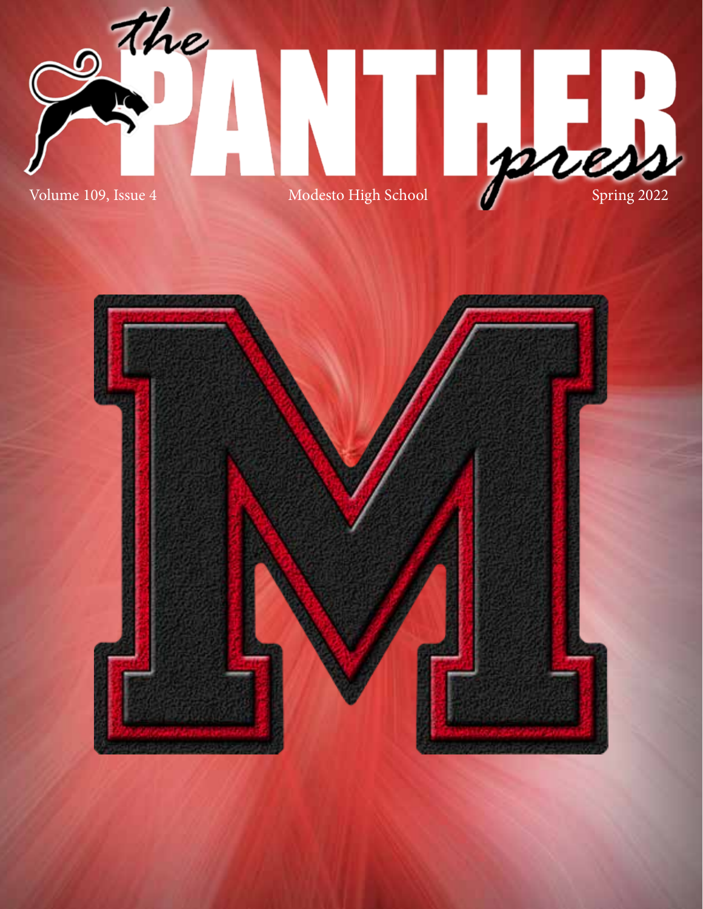# the PANTHER press

Volume 109, Issue 4 | Modesto High School | Spring 2022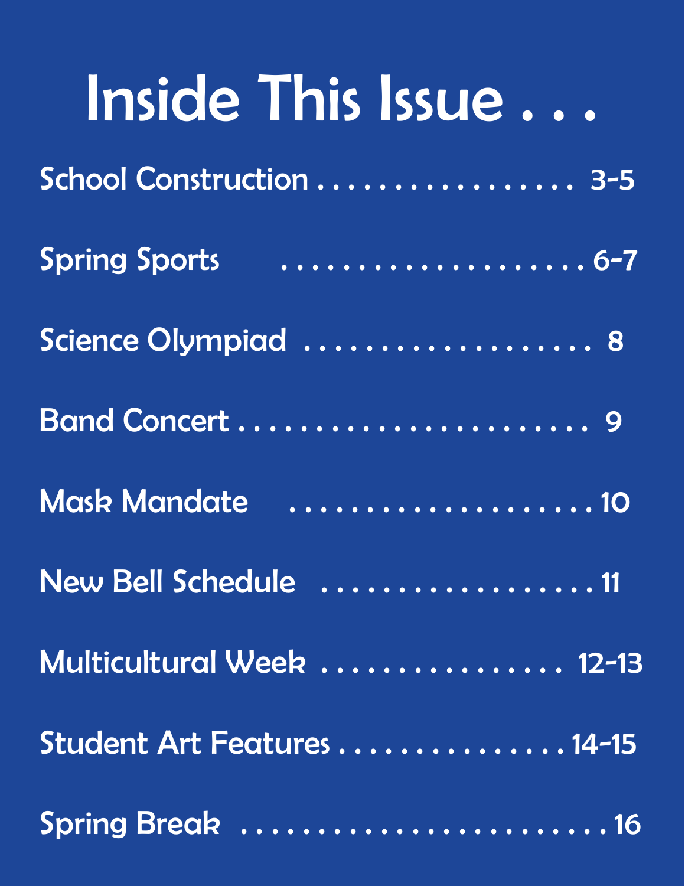# Inside This Issue . . .

School Construction . . . . . . . . . . . . . . . . . 3-5

Spring Sports . . . . . . . . . . . . . . . . . . . . . 6-7

Science Olympiad . . . . . . . . . . . . . . . . . . . 8

Band Concert . . . . . . . . . . . . . . . . . . . . . . 9

Mask Mandate . . . . . . . . . . . . . . . . . . . . 10

New Bell Schedule . . . . . . . . . . . . . . . . . . 11

Multicultural Week . . . . . . . . . . . . . . . . 12-13

Student Art Features . . . . . . . . . . . . . . . 14-15

Spring Break . . . . . . . . . . . . . . . . . . . . . . 16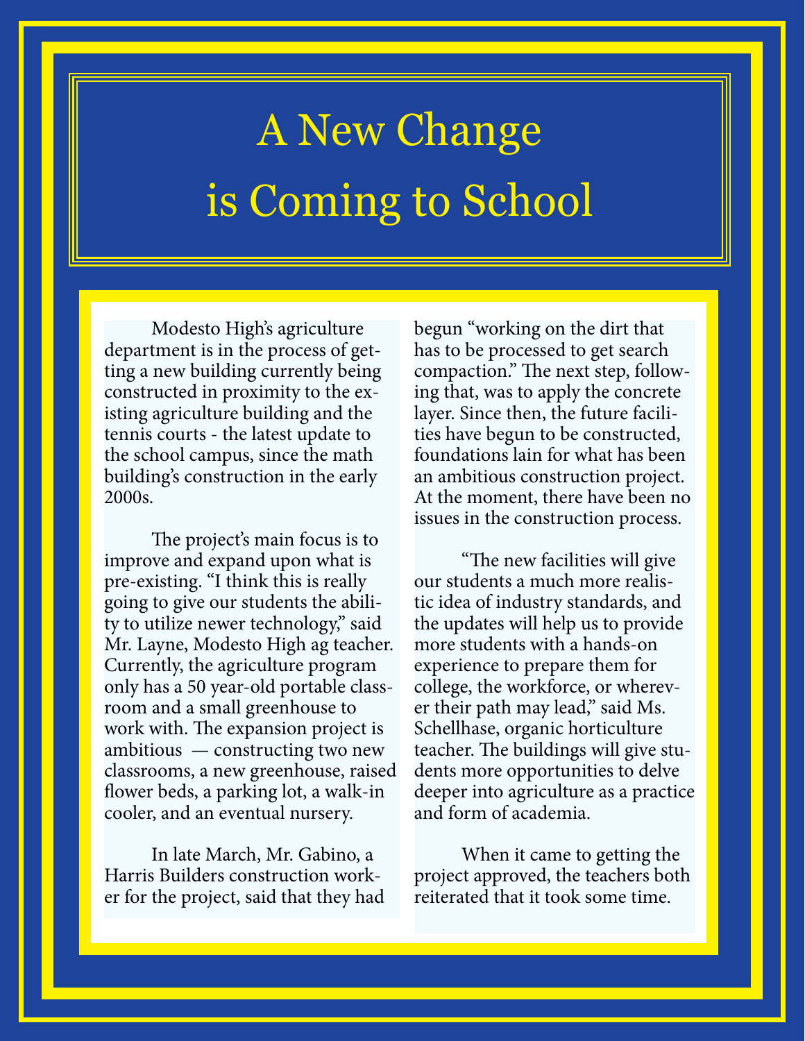# A New Change is Coming to School

Modesto High's agriculture department is in the process of getting a new building currently being constructed in proximity to the existing agriculture building and the tennis courts - the latest update to the school campus, since the math building's construction in the early 2000s.

The project's main focus is to improve and expand upon what is pre-existing. "I think this is really going to give our students the ability to utilize newer technology," said Mr. Layne, Modesto High ag teacher. Currently, the agriculture program only has a 50 year-old portable classroom and a small greenhouse to work with. The expansion project is ambitious — constructing two new classrooms, a new greenhouse, raised flower beds, a parking lot, a walk-in cooler, and an eventual nursery.

In late March, Mr. Gabino, a Harris Builders construction worker for the project, said that they had begun "working on the dirt that has to be processed to get search compaction." The next step, following that, was to apply the concrete layer. Since then, the future facilities have begun to be constructed, foundations lain for what has been an ambitious construction project. At the moment, there have been no issues in the construction process.

"The new facilities will give our students a much more realistic idea of industry standards, and the updates will help us to provide more students with a hands-on experience to prepare them for college, the workforce, or wherever their path may lead," said Ms. Schellhase, organic horticulture teacher. The buildings will give students more opportunities to delve deeper into agriculture as a practice and form of academia.

When it came to getting the project approved, the teachers both reiterated that it took some time.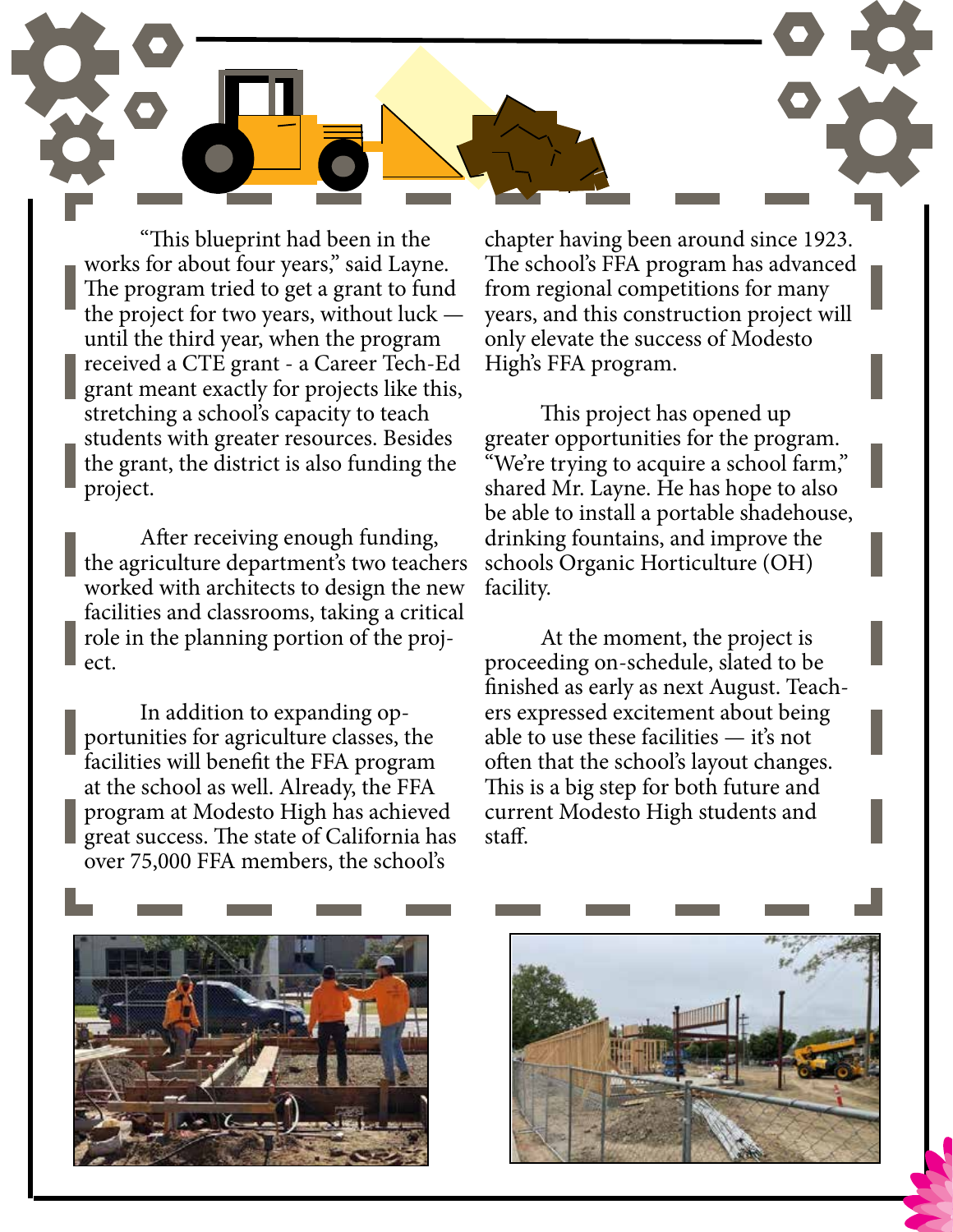"This blueprint had been in the works for about four years," said Layne. The program tried to get a grant to fund the project for two years, without luck — until the third year, when the program received a CTE grant - a Career Tech-Ed grant meant exactly for projects like this, stretching a school's capacity to teach students with greater resources. Besides the grant, the district is also funding the project.

After receiving enough funding, the agriculture department's two teachers worked with architects to design the new facilities and classrooms, taking a critical role in the planning portion of the project.

In addition to expanding opportunities for agriculture classes, the facilities will benefit the FFA program at the school as well. Already, the FFA program at Modesto High has achieved great success. The state of California has over 75,000 FFA members, the school's chapter having been around since 1923. The school's FFA program has advanced from regional competitions for many years, and this construction project will only elevate the success of Modesto High's FFA program.

This project has opened up greater opportunities for the program. "We're trying to acquire a school farm," shared Mr. Layne. He has hope to also be able to install a portable shadehouse, drinking fountains, and improve the schools Organic Horticulture (OH) facility.

At the moment, the project is proceeding on-schedule, slated to be finished as early as next August. Teachers expressed excitement about being able to use these facilities — it's not often that the school's layout changes. This is a big step for both future and current Modesto High students and staff.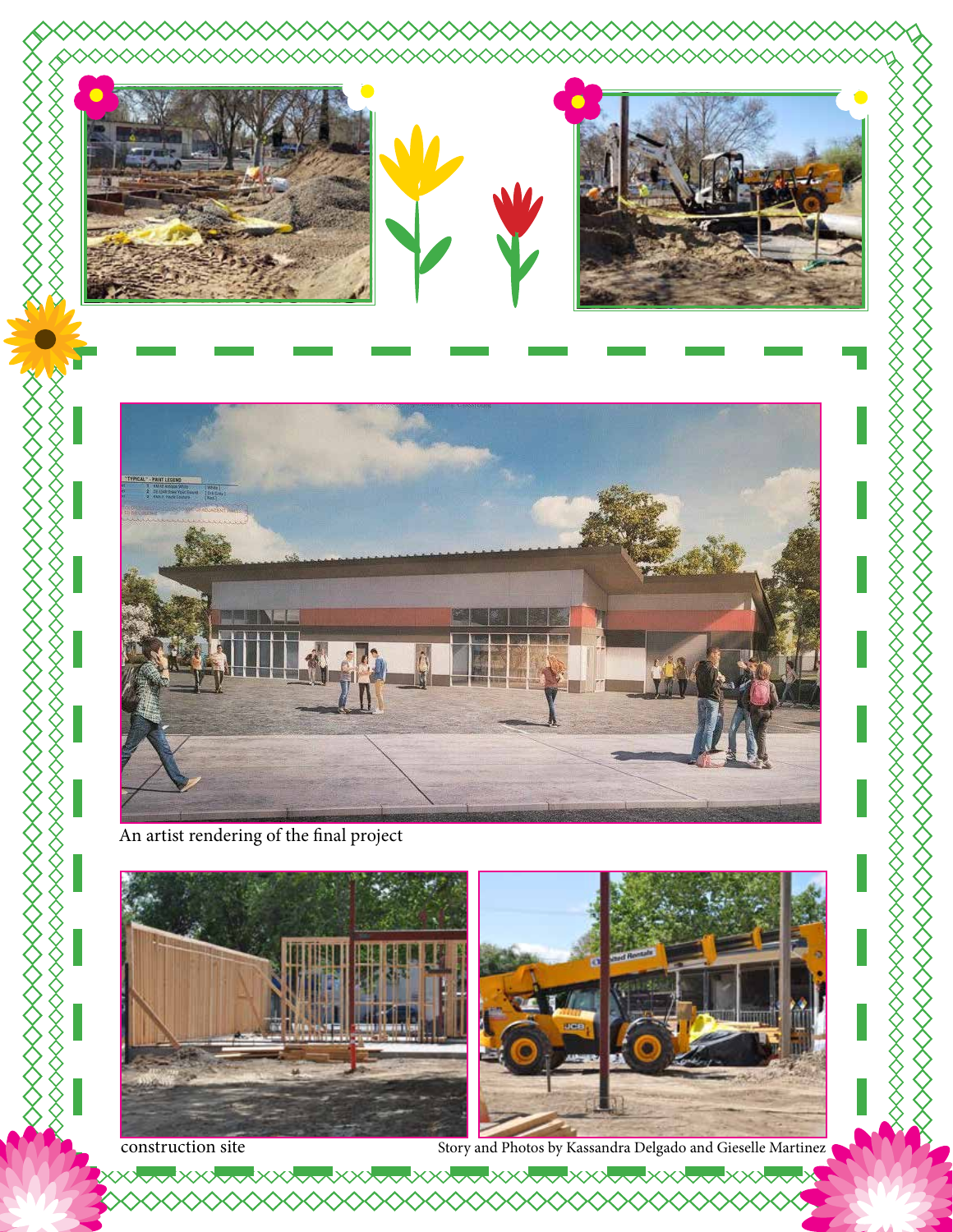An artist rendering of the final project

construction site

Story and Photos by Kassandra Delgado and Gieselle Martinez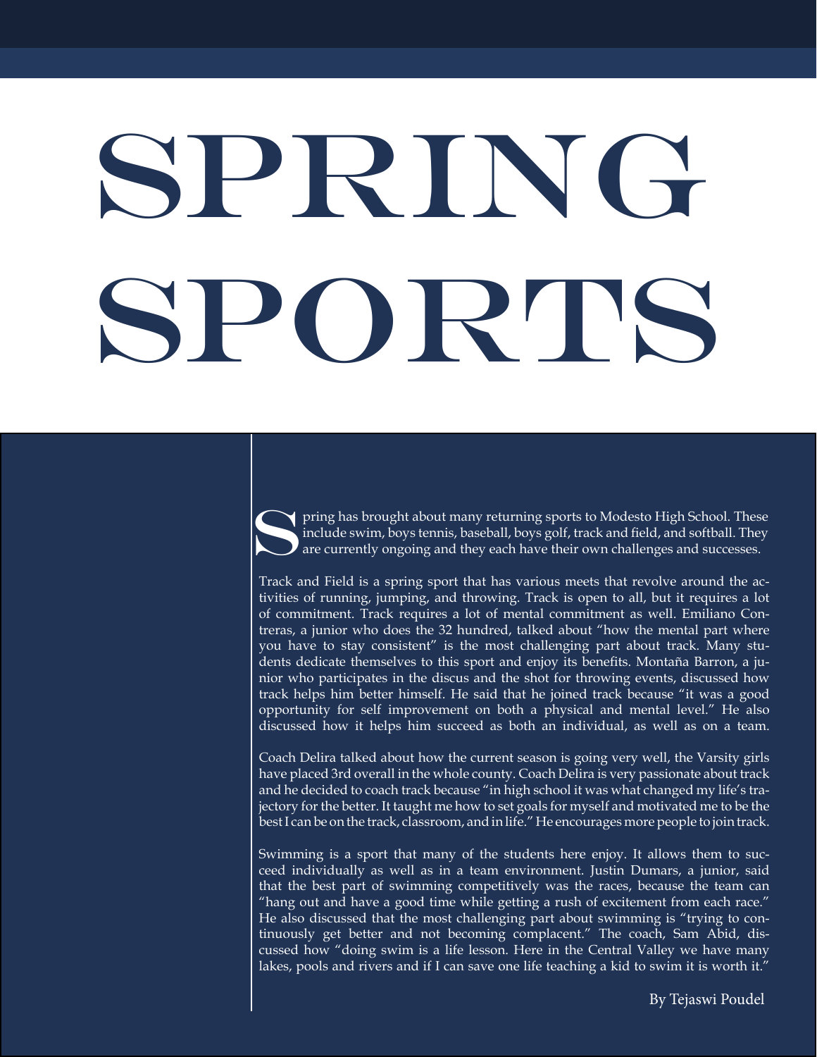# SPRING SPORTS

Spring has brought about many returning sports to Modesto High School. These include swim, boys tennis, baseball, boys golf, track and field, and softball. They are currently ongoing and they each have their own challenges and successes.

Track and Field is a spring sport that has various meets that revolve around the activities of running, jumping, and throwing. Track is open to all, but it requires a lot of commitment. Track requires a lot of mental commitment as well. Emiliano Contreras, a junior who does the 32 hundred, talked about "how the mental part where you have to stay consistent" is the most challenging part about track. Many students dedicate themselves to this sport and enjoy its benefits. Montaña Barron, a junior who participates in the discus and the shot for throwing events, discussed how track helps him better himself. He said that he joined track because "it was a good opportunity for self improvement on both a physical and mental level." He also discussed how it helps him succeed as both an individual, as well as on a team.

Coach Delira talked about how the current season is going very well, the Varsity girls have placed 3rd overall in the whole county. Coach Delira is very passionate about track and he decided to coach track because "in high school it was what changed my life's trajectory for the better. It taught me how to set goals for myself and motivated me to be the best I can be on the track, classroom, and in life." He encourages more people to join track.

Swimming is a sport that many of the students here enjoy. It allows them to succeed individually as well as in a team environment. Justin Dumars, a junior, said that the best part of swimming competitively was the races, because the team can "hang out and have a good time while getting a rush of excitement from each race." He also discussed that the most challenging part about swimming is "trying to continuously get better and not becoming complacent." The coach, Sam Abid, discussed how "doing swim is a life lesson. Here in the Central Valley we have many lakes, pools and rivers and if I can save one life teaching a kid to swim it is worth it."

By Tejaswi Poudel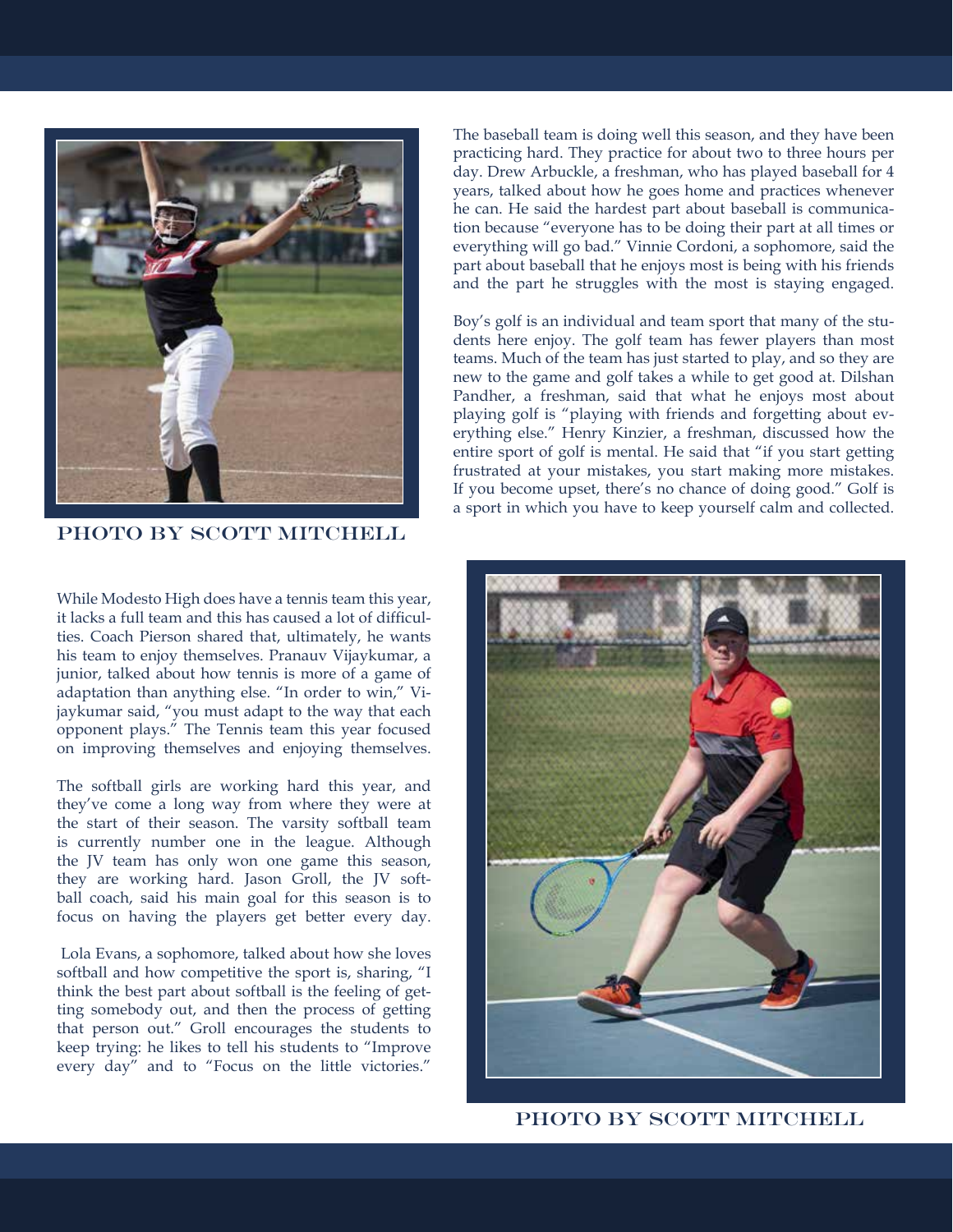PHOTO BY SCOTT MITCHELL

The baseball team is doing well this season, and they have been practicing hard. They practice for about two to three hours per day. Drew Arbuckle, a freshman, who has played baseball for 4 years, talked about how he goes home and practices whenever he can. He said the hardest part about baseball is communication because "everyone has to be doing their part at all times or everything will go bad." Vinnie Cordoni, a sophomore, said the part about baseball that he enjoys most is being with his friends and the part he struggles with the most is staying engaged.

Boy's golf is an individual and team sport that many of the students here enjoy. The golf team has fewer players than most teams. Much of the team has just started to play, and so they are new to the game and golf takes a while to get good at. Dilshan Pandher, a freshman, said that what he enjoys most about playing golf is "playing with friends and forgetting about everything else." Henry Kinzier, a freshman, discussed how the entire sport of golf is mental. He said that "if you start getting frustrated at your mistakes, you start making more mistakes. If you become upset, there's no chance of doing good." Golf is a sport in which you have to keep yourself calm and collected.

While Modesto High does have a tennis team this year, it lacks a full team and this has caused a lot of difficulties. Coach Pierson shared that, ultimately, he wants his team to enjoy themselves. Pranauv Vijaykumar, a junior, talked about how tennis is more of a game of adaptation than anything else. "In order to win," Vijaykumar said, "you must adapt to the way that each opponent plays." The Tennis team this year focused on improving themselves and enjoying themselves.

The softball girls are working hard this year, and they've come a long way from where they were at the start of their season. The varsity softball team is currently number one in the league. Although the JV team has only won one game this season, they are working hard. Jason Groll, the JV softball coach, said his main goal for this season is to focus on having the players get better every day.

Lola Evans, a sophomore, talked about how she loves softball and how competitive the sport is, sharing, "I think the best part about softball is the feeling of getting somebody out, and then the process of getting that person out." Groll encourages the students to keep trying: he likes to tell his students to "Improve every day" and to "Focus on the little victories."

PHOTO BY SCOTT MITCHELL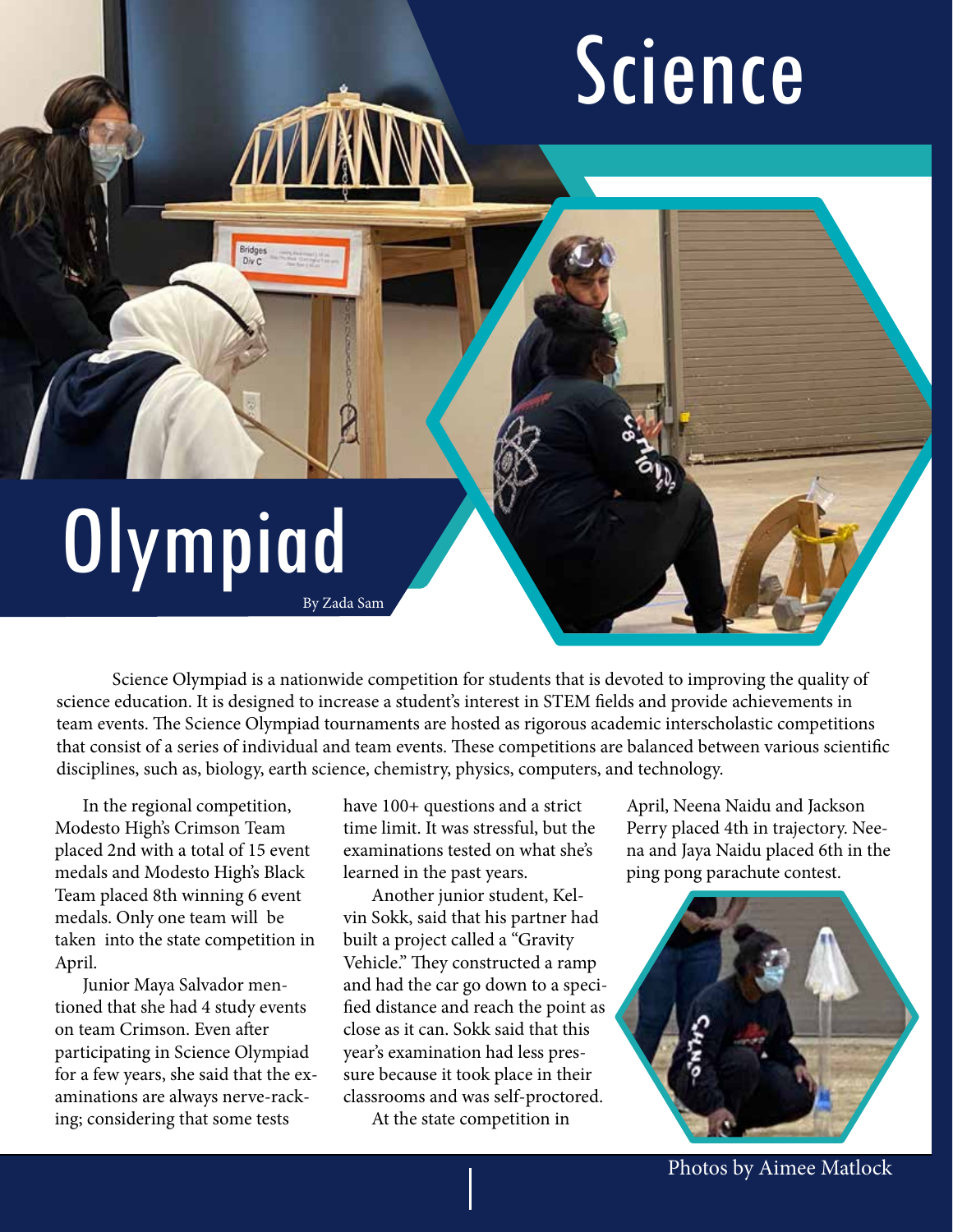# Science Olympiad

By Zada Sam

Science Olympiad is a nationwide competition for students that is devoted to improving the quality of science education. It is designed to increase a student's interest in STEM fields and provide achievements in team events. The Science Olympiad tournaments are hosted as rigorous academic interscholastic competitions that consist of a series of individual and team events. These competitions are balanced between various scientific disciplines, such as, biology, earth science, chemistry, physics, computers, and technology.

In the regional competition, Modesto High's Crimson Team placed 2nd with a total of 15 event medals and Modesto High's Black Team placed 8th winning 6 event medals. Only one team will be taken into the state competition in April.

Junior Maya Salvador mentioned that she had 4 study events on team Crimson. Even after participating in Science Olympiad for a few years, she said that the examinations are always nerve-racking; considering that some tests have 100+ questions and a strict time limit. It was stressful, but the examinations tested on what she's learned in the past years.

Another junior student, Kelvin Sokk, said that his partner had built a project called a "Gravity Vehicle." They constructed a ramp and had the car go down to a specified distance and reach the point as close as it can. Sokk said that this year's examination had less pressure because it took place in their classrooms and was self-proctored.

At the state competition in April, Neena Naidu and Jackson Perry placed 4th in trajectory. Neena and Jaya Naidu placed 6th in the ping pong parachute contest.

Photos by Aimee Matlock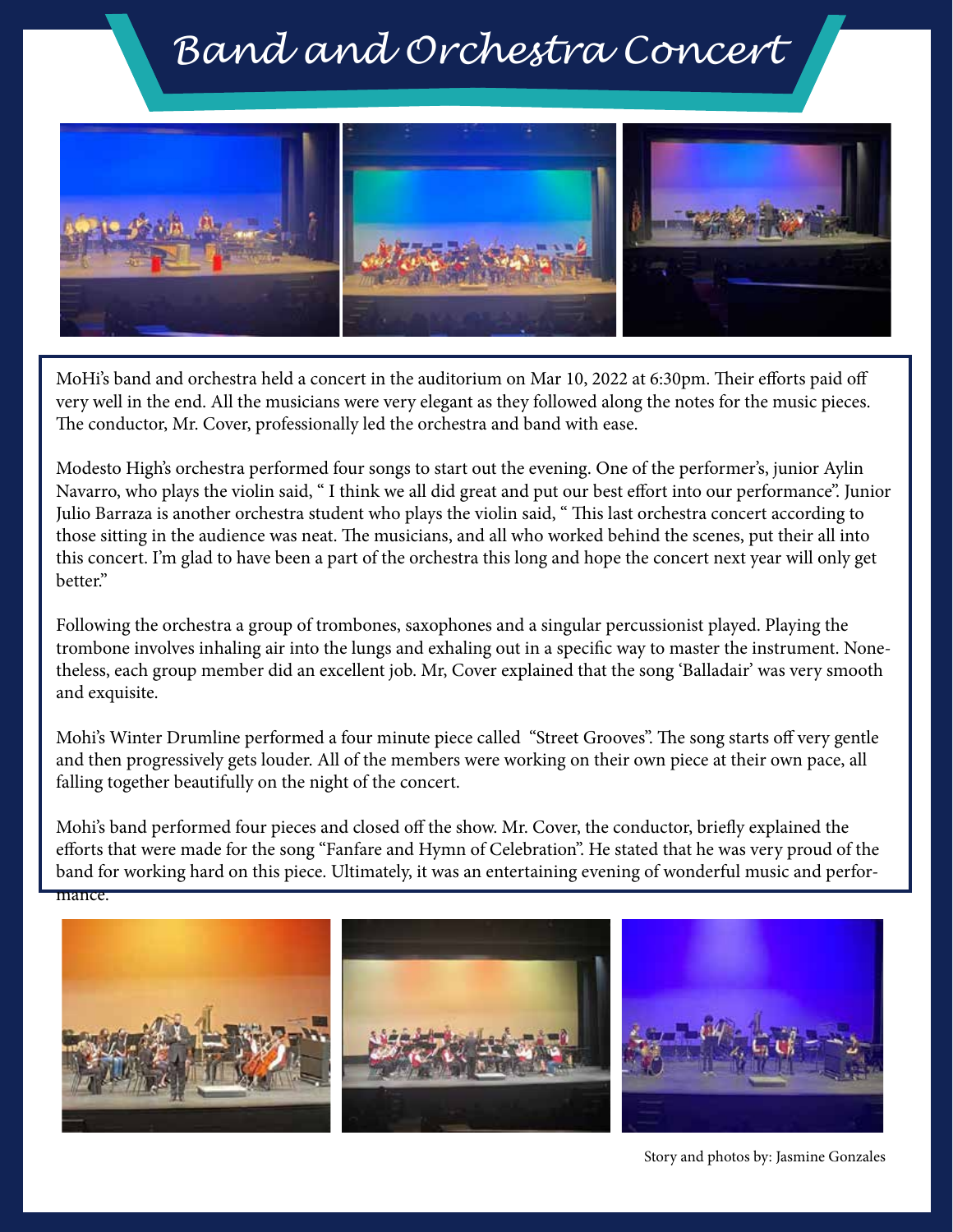# Band and Orchestra Concert

MoHi's band and orchestra held a concert in the auditorium on Mar 10, 2022 at 6:30pm. Their efforts paid off very well in the end. All the musicians were very elegant as they followed along the notes for the music pieces. The conductor, Mr. Cover, professionally led the orchestra and band with ease.

Modesto High's orchestra performed four songs to start out the evening. One of the performer's, junior Aylin Navarro, who plays the violin said, " I think we all did great and put our best effort into our performance". Junior Julio Barraza is another orchestra student who plays the violin said, " This last orchestra concert according to those sitting in the audience was neat. The musicians, and all who worked behind the scenes, put their all into this concert. I'm glad to have been a part of the orchestra this long and hope the concert next year will only get better."

Following the orchestra a group of trombones, saxophones and a singular percussionist played. Playing the trombone involves inhaling air into the lungs and exhaling out in a specific way to master the instrument. Nonetheless, each group member did an excellent job. Mr, Cover explained that the song 'Balladair' was very smooth and exquisite.

Mohi's Winter Drumline performed a four minute piece called "Street Grooves". The song starts off very gentle and then progressively gets louder. All of the members were working on their own piece at their own pace, all falling together beautifully on the night of the concert.

Mohi's band performed four pieces and closed off the show. Mr. Cover, the conductor, briefly explained the efforts that were made for the song "Fanfare and Hymn of Celebration". He stated that he was very proud of the band for working hard on this piece. Ultimately, it was an entertaining evening of wonderful music and performance.

Story and photos by: Jasmine Gonzales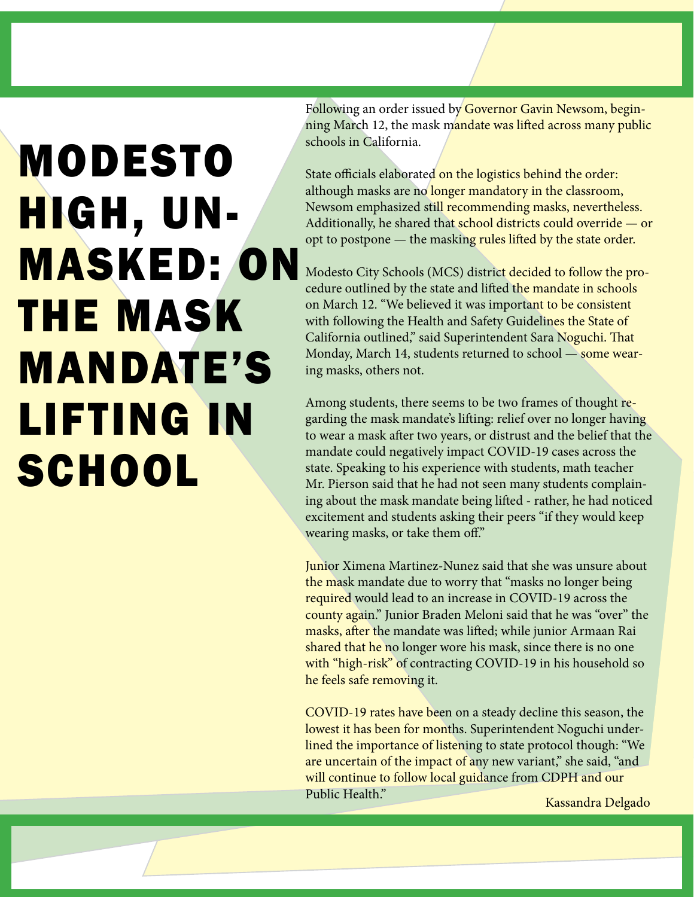# MODESTO HIGH, UNMASKED: ON THE MASK MANDATE'S LIFTING IN SCHOOL

Following an order issued by Governor Gavin Newsom, beginning March 12, the mask mandate was lifted across many public schools in California.

State officials elaborated on the logistics behind the order: although masks are no longer mandatory in the classroom, Newsom emphasized still recommending masks, nevertheless. Additionally, he shared that school districts could override — or opt to postpone — the masking rules lifted by the state order.

Modesto City Schools (MCS) district decided to follow the procedure outlined by the state and lifted the mandate in schools on March 12. "We believed it was important to be consistent with following the Health and Safety Guidelines the State of California outlined," said Superintendent Sara Noguchi. That Monday, March 14, students returned to school — some wearing masks, others not.

Among students, there seems to be two frames of thought regarding the mask mandate's lifting: relief over no longer having to wear a mask after two years, or distrust and the belief that the mandate could negatively impact COVID-19 cases across the state. Speaking to his experience with students, math teacher Mr. Pierson said that he had not seen many students complaining about the mask mandate being lifted - rather, he had noticed excitement and students asking their peers "if they would keep wearing masks, or take them off."

Junior Ximena Martinez-Nunez said that she was unsure about the mask mandate due to worry that "masks no longer being required would lead to an increase in COVID-19 across the county again." Junior Braden Meloni said that he was "over" the masks, after the mandate was lifted; while junior Armaan Rai shared that he no longer wore his mask, since there is no one with "high-risk" of contracting COVID-19 in his household so he feels safe removing it.

COVID-19 rates have been on a steady decline this season, the lowest it has been for months. Superintendent Noguchi underlined the importance of listening to state protocol though: "We are uncertain of the impact of any new variant," she said, "and will continue to follow local guidance from CDPH and our Public Health."

Kassandra Delgado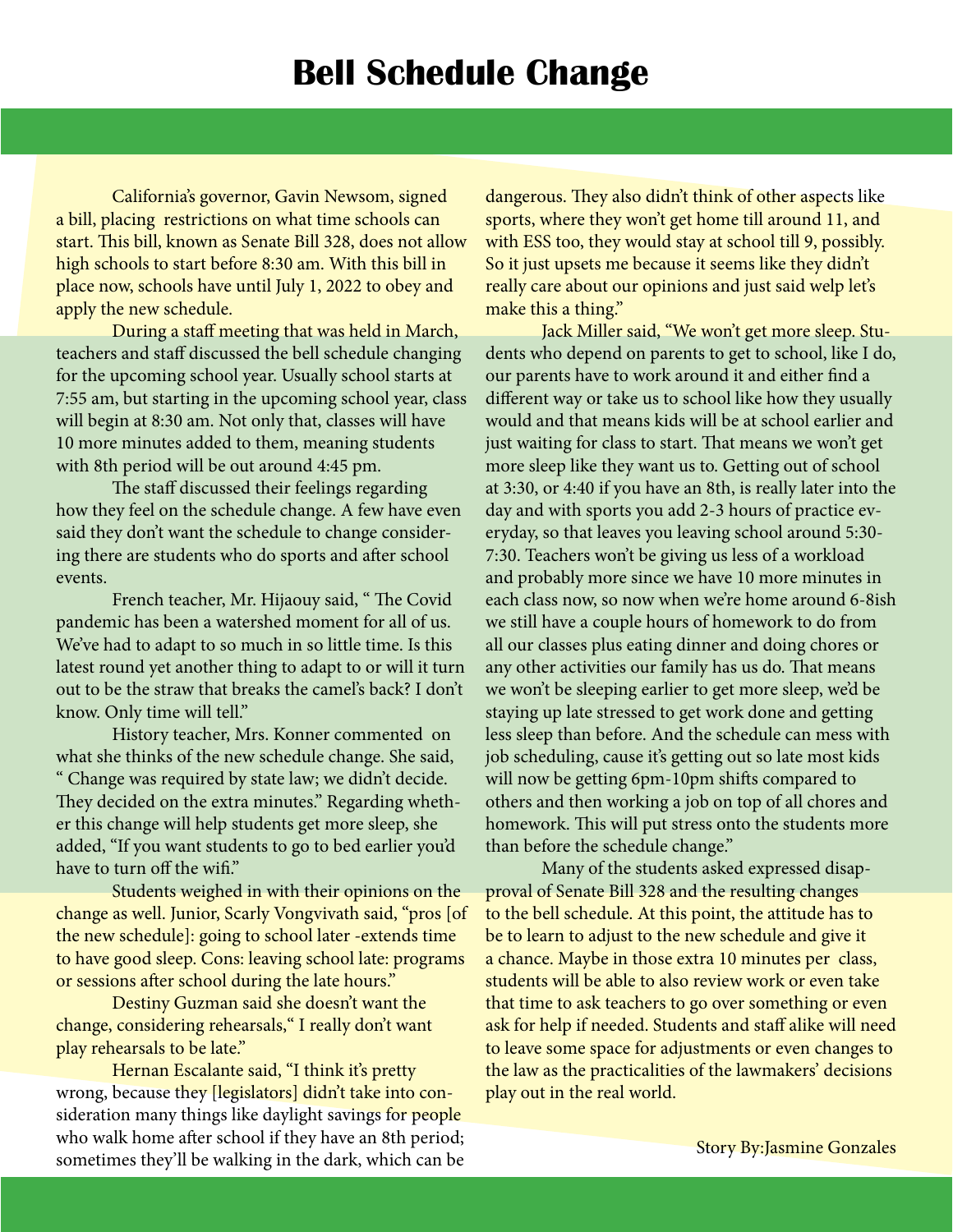# Bell Schedule Change

California's governor, Gavin Newsom, signed a bill, placing restrictions on what time schools can start. This bill, known as Senate Bill 328, does not allow high schools to start before 8:30 am. With this bill in place now, schools have until July 1, 2022 to obey and apply the new schedule.

During a staff meeting that was held in March, teachers and staff discussed the bell schedule changing for the upcoming school year. Usually school starts at 7:55 am, but starting in the upcoming school year, class will begin at 8:30 am. Not only that, classes will have 10 more minutes added to them, meaning students with 8th period will be out around 4:45 pm.

The staff discussed their feelings regarding how they feel on the schedule change. A few have even said they don't want the schedule to change considering there are students who do sports and after school events.

French teacher, Mr. Hijaouy said, " The Covid pandemic has been a watershed moment for all of us. We've had to adapt to so much in so little time. Is this latest round yet another thing to adapt to or will it turn out to be the straw that breaks the camel's back? I don't know. Only time will tell."

History teacher, Mrs. Konner commented on what she thinks of the new schedule change. She said, " Change was required by state law; we didn't decide. They decided on the extra minutes." Regarding whether this change will help students get more sleep, she added, "If you want students to go to bed earlier you'd have to turn off the wifi."

Students weighed in with their opinions on the change as well. Junior, Scarly Vongvivath said, "pros [of the new schedule]: going to school later -extends time to have good sleep. Cons: leaving school late: programs or sessions after school during the late hours."

Destiny Guzman said she doesn't want the change, considering rehearsals," I really don't want play rehearsals to be late."

Hernan Escalante said, "I think it's pretty wrong, because they [legislators] didn't take into consideration many things like daylight savings for people who walk home after school if they have an 8th period; sometimes they'll be walking in the dark, which can be dangerous. They also didn't think of other aspects like sports, where they won't get home till around 11, and with ESS too, they would stay at school till 9, possibly. So it just upsets me because it seems like they didn't really care about our opinions and just said welp let's make this a thing."

Jack Miller said, "We won't get more sleep. Students who depend on parents to get to school, like I do, our parents have to work around it and either find a different way or take us to school like how they usually would and that means kids will be at school earlier and just waiting for class to start. That means we won't get more sleep like they want us to. Getting out of school at 3:30, or 4:40 if you have an 8th, is really later into the day and with sports you add 2-3 hours of practice everyday, so that leaves you leaving school around 5:30-7:30. Teachers won't be giving us less of a workload and probably more since we have 10 more minutes in each class now, so now when we're home around 6-8ish we still have a couple hours of homework to do from all our classes plus eating dinner and doing chores or any other activities our family has us do. That means we won't be sleeping earlier to get more sleep, we'd be staying up late stressed to get work done and getting less sleep than before. And the schedule can mess with job scheduling, cause it's getting out so late most kids will now be getting 6pm-10pm shifts compared to others and then working a job on top of all chores and homework. This will put stress onto the students more than before the schedule change."

Many of the students asked expressed disapproval of Senate Bill 328 and the resulting changes to the bell schedule. At this point, the attitude has to be to learn to adjust to the new schedule and give it a chance. Maybe in those extra 10 minutes per class, students will be able to also review work or even take that time to ask teachers to go over something or even ask for help if needed. Students and staff alike will need to leave some space for adjustments or even changes to the law as the practicalities of the lawmakers' decisions play out in the real world.

Story By:Jasmine Gonzales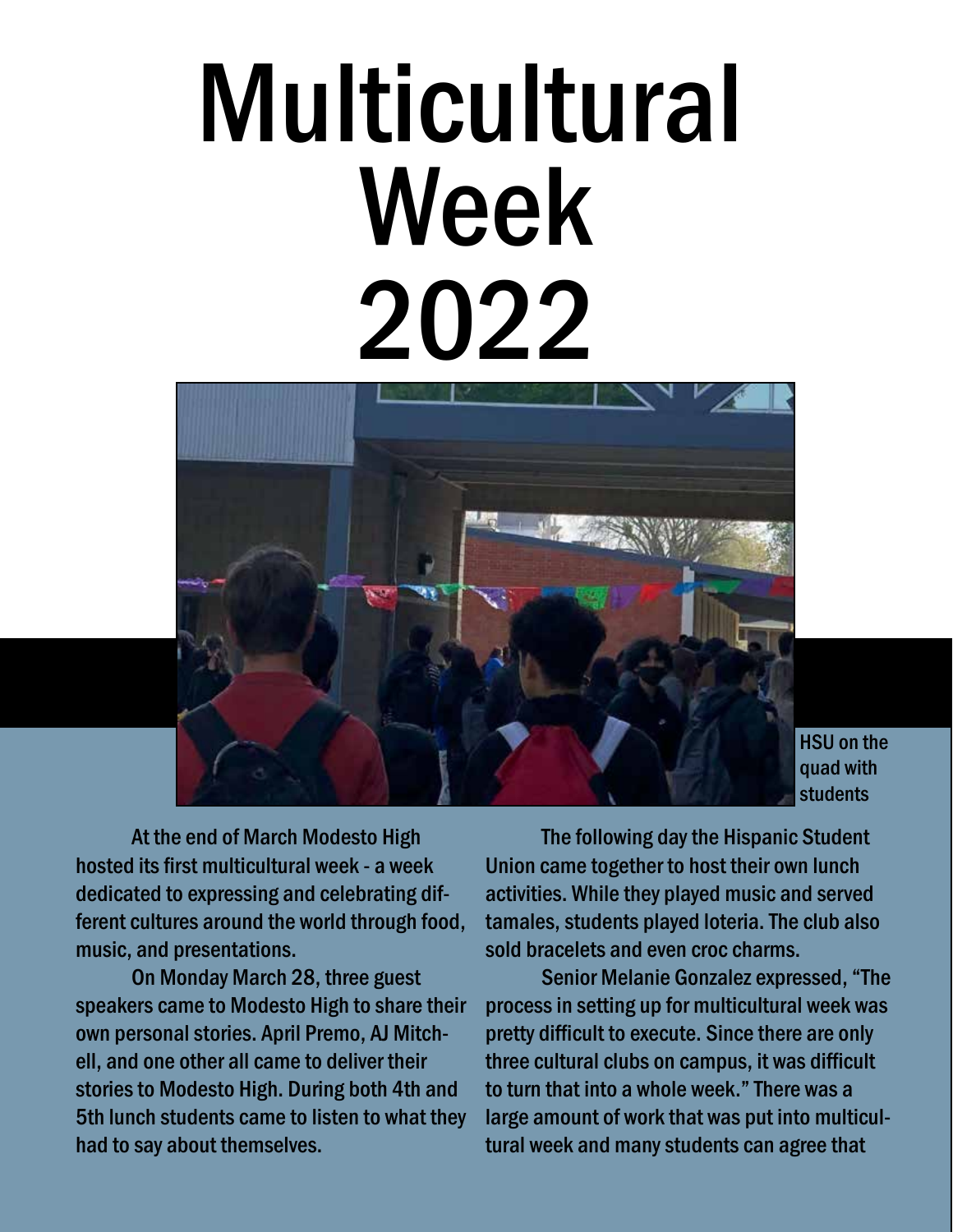# Multicultural Week 2022

HSU on the quad with students

At the end of March Modesto High hosted its first multicultural week - a week dedicated to expressing and celebrating different cultures around the world through food, music, and presentations.

On Monday March 28, three guest speakers came to Modesto High to share their own personal stories. April Premo, AJ Mitchell, and one other all came to deliver their stories to Modesto High. During both 4th and 5th lunch students came to listen to what they had to say about themselves.

The following day the Hispanic Student Union came together to host their own lunch activities. While they played music and served tamales, students played loteria. The club also sold bracelets and even croc charms.

Senior Melanie Gonzalez expressed, "The process in setting up for multicultural week was pretty difficult to execute. Since there are only three cultural clubs on campus, it was difficult to turn that into a whole week." There was a large amount of work that was put into multicultural week and many students can agree that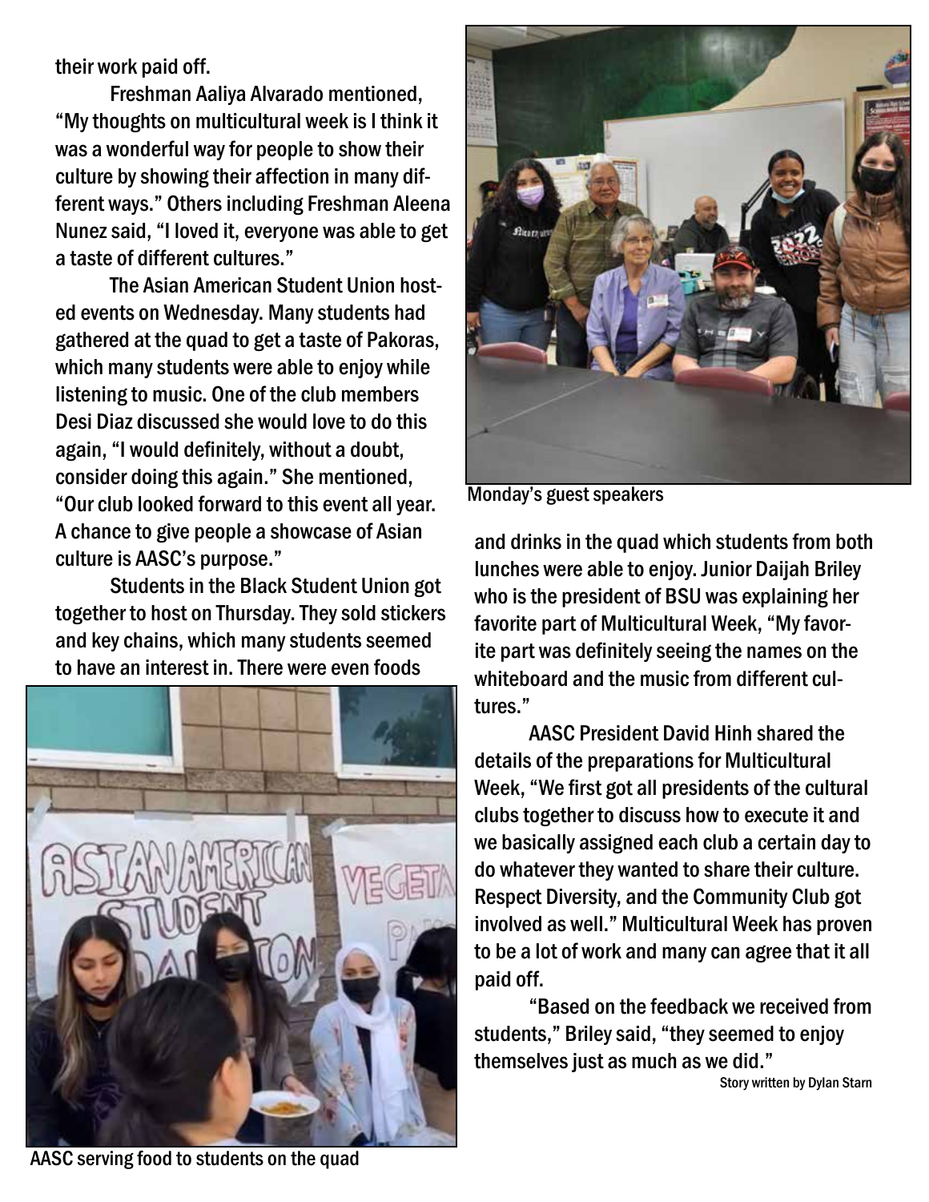their work paid off.

Freshman Aaliya Alvarado mentioned, "My thoughts on multicultural week is I think it was a wonderful way for people to show their culture by showing their affection in many different ways." Others including Freshman Aleena Nunez said, "I loved it, everyone was able to get a taste of different cultures."

The Asian American Student Union hosted events on Wednesday. Many students had gathered at the quad to get a taste of Pakoras, which many students were able to enjoy while listening to music. One of the club members Desi Diaz discussed she would love to do this again, "I would definitely, without a doubt, consider doing this again." She mentioned, "Our club looked forward to this event all year. A chance to give people a showcase of Asian culture is AASC's purpose."

Students in the Black Student Union got together to host on Thursday. They sold stickers and key chains, which many students seemed to have an interest in. There were even foods and drinks in the quad which students from both lunches were able to enjoy. Junior Daijah Briley who is the president of BSU was explaining her favorite part of Multicultural Week, "My favorite part was definitely seeing the names on the whiteboard and the music from different cultures."

AASC serving food to students on the quad

Monday's guest speakers

AASC President David Hinh shared the details of the preparations for Multicultural Week, "We first got all presidents of the cultural clubs together to discuss how to execute it and we basically assigned each club a certain day to do whatever they wanted to share their culture. Respect Diversity, and the Community Club got involved as well." Multicultural Week has proven to be a lot of work and many can agree that it all paid off.

"Based on the feedback we received from students," Briley said, "they seemed to enjoy themselves just as much as we did."

Story written by Dylan Starn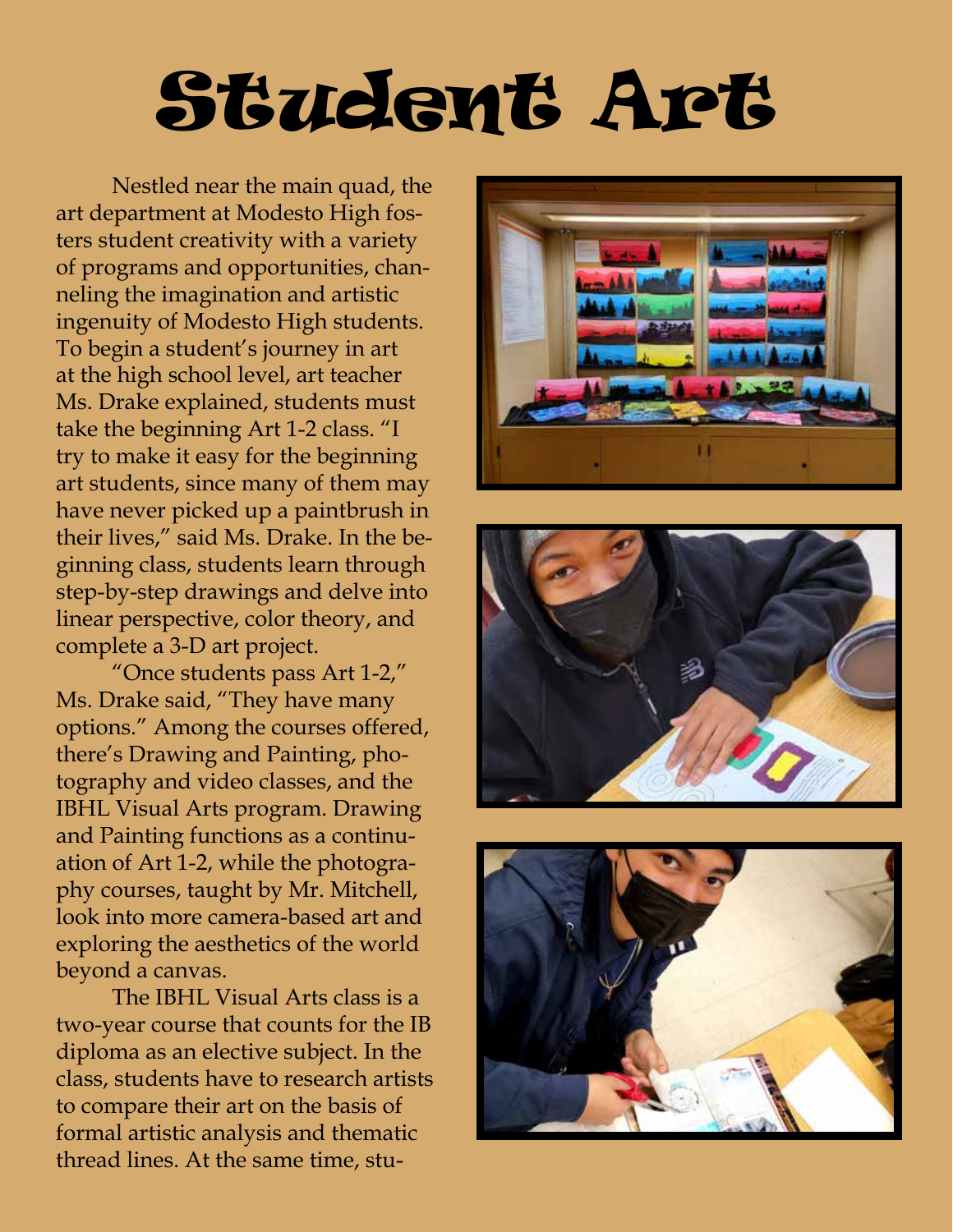# Student Art

Nestled near the main quad, the art department at Modesto High fosters student creativity with a variety of programs and opportunities, channeling the imagination and artistic ingenuity of Modesto High students. To begin a student's journey in art at the high school level, art teacher Ms. Drake explained, students must take the beginning Art 1-2 class. "I try to make it easy for the beginning art students, since many of them may have never picked up a paintbrush in their lives," said Ms. Drake. In the beginning class, students learn through step-by-step drawings and delve into linear perspective, color theory, and complete a 3-D art project.

"Once students pass Art 1-2," Ms. Drake said, "They have many options." Among the courses offered, there's Drawing and Painting, photography and video classes, and the IBHL Visual Arts program. Drawing and Painting functions as a continuation of Art 1-2, while the photography courses, taught by Mr. Mitchell, look into more camera-based art and exploring the aesthetics of the world beyond a canvas.

The IBHL Visual Arts class is a two-year course that counts for the IB diploma as an elective subject. In the class, students have to research artists to compare their art on the basis of formal artistic analysis and thematic thread lines. At the same time, stu-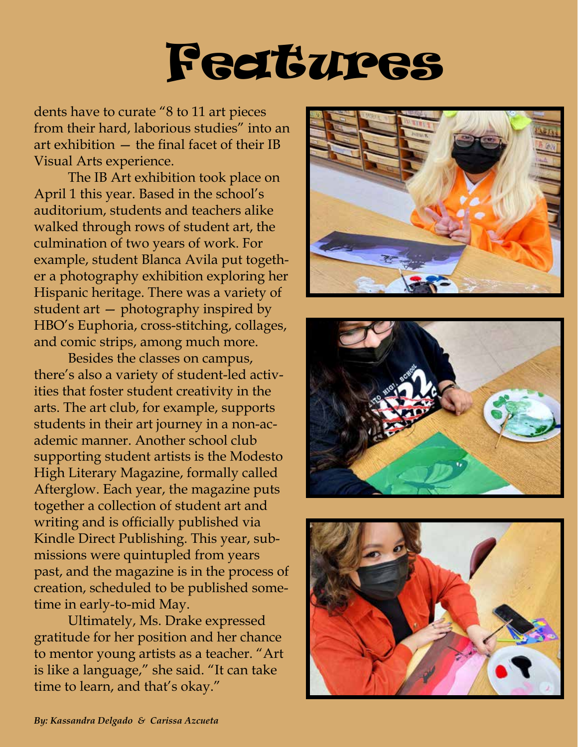# Features

dents have to curate "8 to 11 art pieces from their hard, laborious studies" into an art exhibition — the final facet of their IB Visual Arts experience.

The IB Art exhibition took place on April 1 this year. Based in the school's auditorium, students and teachers alike walked through rows of student art, the culmination of two years of work. For example, student Blanca Avila put together a photography exhibition exploring her Hispanic heritage. There was a variety of student art — photography inspired by HBO's Euphoria, cross-stitching, collages, and comic strips, among much more.

Besides the classes on campus, there's also a variety of student-led activities that foster student creativity in the arts. The art club, for example, supports students in their art journey in a non-academic manner. Another school club supporting student artists is the Modesto High Literary Magazine, formally called Afterglow. Each year, the magazine puts together a collection of student art and writing and is officially published via Kindle Direct Publishing. This year, submissions were quintupled from years past, and the magazine is in the process of creation, scheduled to be published sometime in early-to-mid May.

Ultimately, Ms. Drake expressed gratitude for her position and her chance to mentor young artists as a teacher. "Art is like a language," she said. "It can take time to learn, and that's okay."

*By: Kassandra Delgado & Carissa Azcueta*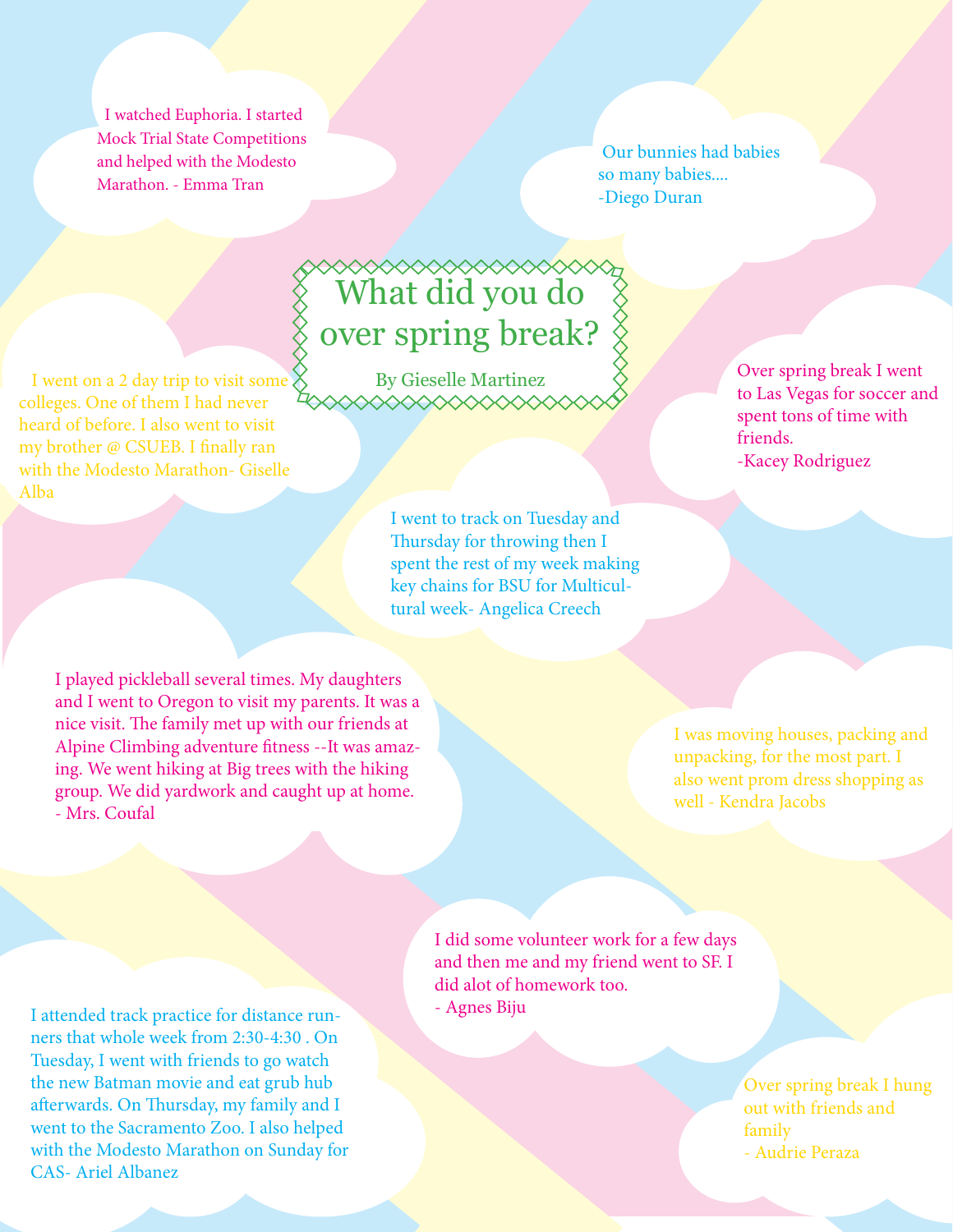# What did you do over spring break?

By Gieselle Martinez

I watched Euphoria. I started Mock Trial State Competitions and helped with the Modesto Marathon. - Emma Tran

Our bunnies had babies so many babies.... -Diego Duran

I went on a 2 day trip to visit some colleges. One of them I had never heard of before. I also went to visit my brother @ CSUEB. I finally ran with the Modesto Marathon- Giselle Alba

Over spring break I went to Las Vegas for soccer and spent tons of time with friends. -Kacey Rodriguez

I went to track on Tuesday and Thursday for throwing then I spent the rest of my week making key chains for BSU for Multicultural week- Angelica Creech

I played pickleball several times. My daughters and I went to Oregon to visit my parents. It was a nice visit. The family met up with our friends at Alpine Climbing adventure fitness --It was amazing. We went hiking at Big trees with the hiking group. We did yardwork and caught up at home. - Mrs. Coufal

I was moving houses, packing and unpacking, for the most part. I also went prom dress shopping as well - Kendra Jacobs

I did some volunteer work for a few days and then me and my friend went to SF. I did alot of homework too. - Agnes Biju

I attended track practice for distance runners that whole week from 2:30-4:30 . On Tuesday, I went with friends to go watch the new Batman movie and eat grub hub afterwards. On Thursday, my family and I went to the Sacramento Zoo. I also helped with the Modesto Marathon on Sunday for CAS- Ariel Albanez

Over spring break I hung out with friends and family - Audrie Peraza